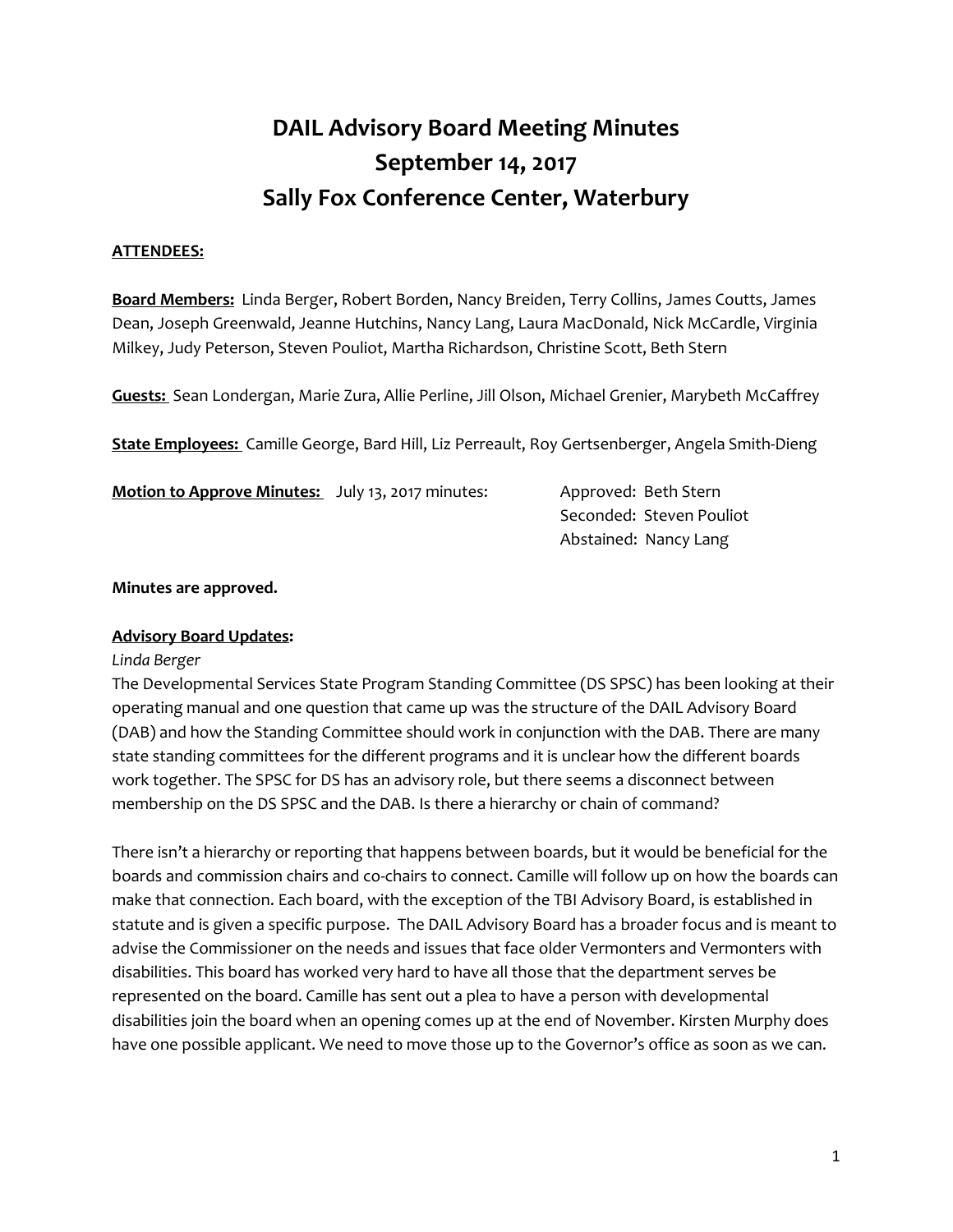# DAIL Advisory Board Meeting Minutes
# September 14, 2017
# Sally Fox Conference Center, Waterbury

**ATTENDEES:**

**Board Members:** Linda Berger, Robert Borden, Nancy Breiden, Terry Collins, James Coutts, James Dean, Joseph Greenwald, Jeanne Hutchins, Nancy Lang, Laura MacDonald, Nick McCardle, Virginia Milkey, Judy Peterson, Steven Pouliot, Martha Richardson, Christine Scott, Beth Stern

**Guests:** Sean Londergan, Marie Zura, Allie Perline, Jill Olson, Michael Grenier, Marybeth McCaffrey

**State Employees:** Camille George, Bard Hill, Liz Perreault, Roy Gertsenberger, Angela Smith-Dieng

**Motion to Approve Minutes:** July 13, 2017 minutes:

Approved: Beth Stern
Seconded: Steven Pouliot
Abstained: Nancy Lang

**Minutes are approved.**

**Advisory Board Updates:**

*Linda Berger*

The Developmental Services State Program Standing Committee (DS SPSC) has been looking at their operating manual and one question that came up was the structure of the DAIL Advisory Board (DAB) and how the Standing Committee should work in conjunction with the DAB. There are many state standing committees for the different programs and it is unclear how the different boards work together. The SPSC for DS has an advisory role, but there seems a disconnect between membership on the DS SPSC and the DAB. Is there a hierarchy or chain of command?

There isn't a hierarchy or reporting that happens between boards, but it would be beneficial for the boards and commission chairs and co-chairs to connect. Camille will follow up on how the boards can make that connection. Each board, with the exception of the TBI Advisory Board, is established in statute and is given a specific purpose. The DAIL Advisory Board has a broader focus and is meant to advise the Commissioner on the needs and issues that face older Vermonters and Vermonters with disabilities. This board has worked very hard to have all those that the department serves be represented on the board. Camille has sent out a plea to have a person with developmental disabilities join the board when an opening comes up at the end of November. Kirsten Murphy does have one possible applicant. We need to move those up to the Governor's office as soon as we can.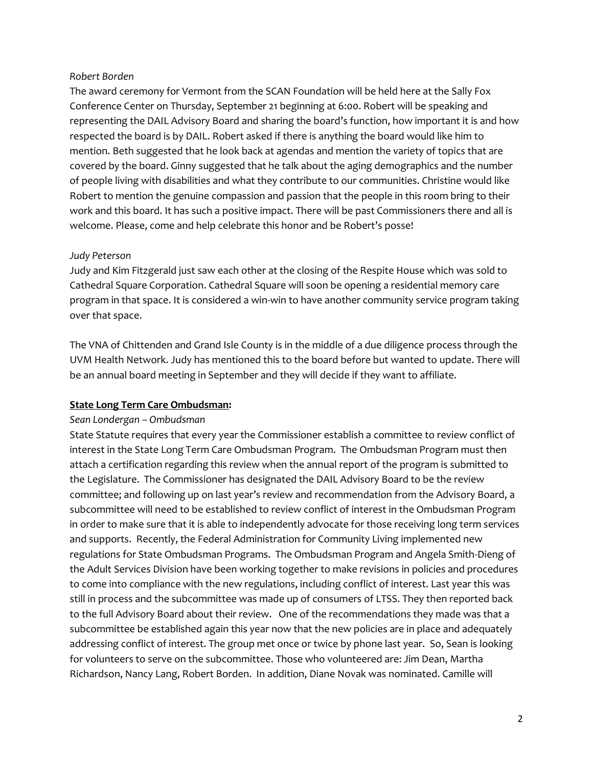*Robert Borden*

The award ceremony for Vermont from the SCAN Foundation will be held here at the Sally Fox Conference Center on Thursday, September 21 beginning at 6:00. Robert will be speaking and representing the DAIL Advisory Board and sharing the board's function, how important it is and how respected the board is by DAIL. Robert asked if there is anything the board would like him to mention. Beth suggested that he look back at agendas and mention the variety of topics that are covered by the board. Ginny suggested that he talk about the aging demographics and the number of people living with disabilities and what they contribute to our communities. Christine would like Robert to mention the genuine compassion and passion that the people in this room bring to their work and this board. It has such a positive impact. There will be past Commissioners there and all is welcome. Please, come and help celebrate this honor and be Robert's posse!

*Judy Peterson*

Judy and Kim Fitzgerald just saw each other at the closing of the Respite House which was sold to Cathedral Square Corporation. Cathedral Square will soon be opening a residential memory care program in that space. It is considered a win-win to have another community service program taking over that space.

The VNA of Chittenden and Grand Isle County is in the middle of a due diligence process through the UVM Health Network. Judy has mentioned this to the board before but wanted to update. There will be an annual board meeting in September and they will decide if they want to affiliate.

**State Long Term Care Ombudsman:**

*Sean Londergan – Ombudsman*

State Statute requires that every year the Commissioner establish a committee to review conflict of interest in the State Long Term Care Ombudsman Program. The Ombudsman Program must then attach a certification regarding this review when the annual report of the program is submitted to the Legislature. The Commissioner has designated the DAIL Advisory Board to be the review committee; and following up on last year's review and recommendation from the Advisory Board, a subcommittee will need to be established to review conflict of interest in the Ombudsman Program in order to make sure that it is able to independently advocate for those receiving long term services and supports. Recently, the Federal Administration for Community Living implemented new regulations for State Ombudsman Programs. The Ombudsman Program and Angela Smith-Dieng of the Adult Services Division have been working together to make revisions in policies and procedures to come into compliance with the new regulations, including conflict of interest. Last year this was still in process and the subcommittee was made up of consumers of LTSS. They then reported back to the full Advisory Board about their review. One of the recommendations they made was that a subcommittee be established again this year now that the new policies are in place and adequately addressing conflict of interest. The group met once or twice by phone last year. So, Sean is looking for volunteers to serve on the subcommittee. Those who volunteered are: Jim Dean, Martha Richardson, Nancy Lang, Robert Borden. In addition, Diane Novak was nominated. Camille will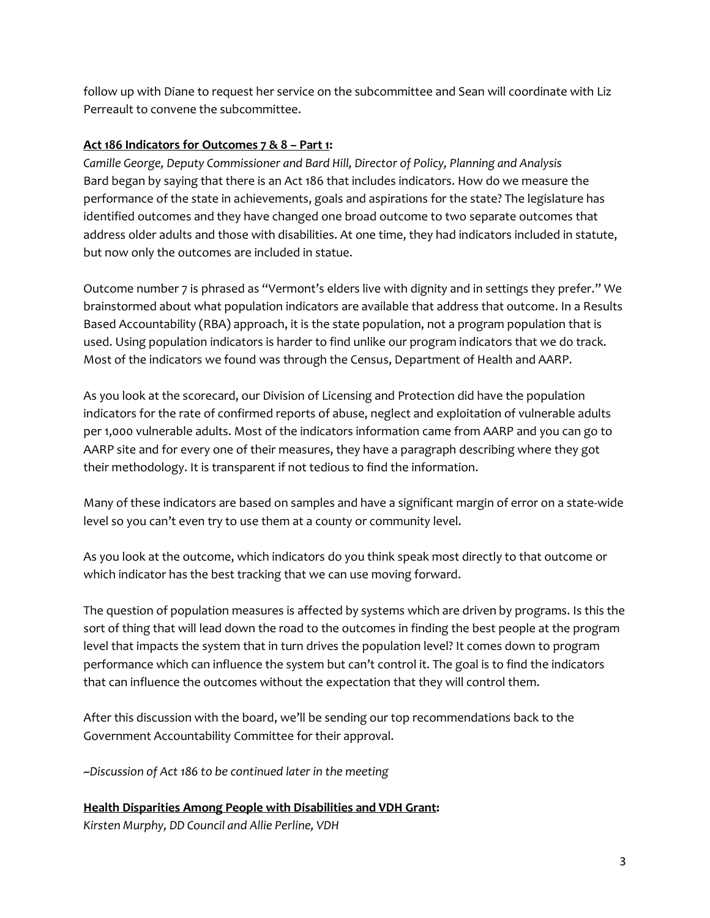follow up with Diane to request her service on the subcommittee and Sean will coordinate with Liz Perreault to convene the subcommittee.

**Act 186 Indicators for Outcomes 7 & 8 – Part 1:**

*Camille George, Deputy Commissioner and Bard Hill, Director of Policy, Planning and Analysis*

Bard began by saying that there is an Act 186 that includes indicators. How do we measure the performance of the state in achievements, goals and aspirations for the state? The legislature has identified outcomes and they have changed one broad outcome to two separate outcomes that address older adults and those with disabilities. At one time, they had indicators included in statute, but now only the outcomes are included in statue.

Outcome number 7 is phrased as "Vermont's elders live with dignity and in settings they prefer." We brainstormed about what population indicators are available that address that outcome. In a Results Based Accountability (RBA) approach, it is the state population, not a program population that is used. Using population indicators is harder to find unlike our program indicators that we do track. Most of the indicators we found was through the Census, Department of Health and AARP.

As you look at the scorecard, our Division of Licensing and Protection did have the population indicators for the rate of confirmed reports of abuse, neglect and exploitation of vulnerable adults per 1,000 vulnerable adults. Most of the indicators information came from AARP and you can go to AARP site and for every one of their measures, they have a paragraph describing where they got their methodology. It is transparent if not tedious to find the information.

Many of these indicators are based on samples and have a significant margin of error on a state-wide level so you can't even try to use them at a county or community level.

As you look at the outcome, which indicators do you think speak most directly to that outcome or which indicator has the best tracking that we can use moving forward.

The question of population measures is affected by systems which are driven by programs. Is this the sort of thing that will lead down the road to the outcomes in finding the best people at the program level that impacts the system that in turn drives the population level? It comes down to program performance which can influence the system but can't control it. The goal is to find the indicators that can influence the outcomes without the expectation that they will control them.

After this discussion with the board, we'll be sending our top recommendations back to the Government Accountability Committee for their approval.

*~Discussion of Act 186 to be continued later in the meeting*

**Health Disparities Among People with Disabilities and VDH Grant:**

*Kirsten Murphy, DD Council and Allie Perline, VDH*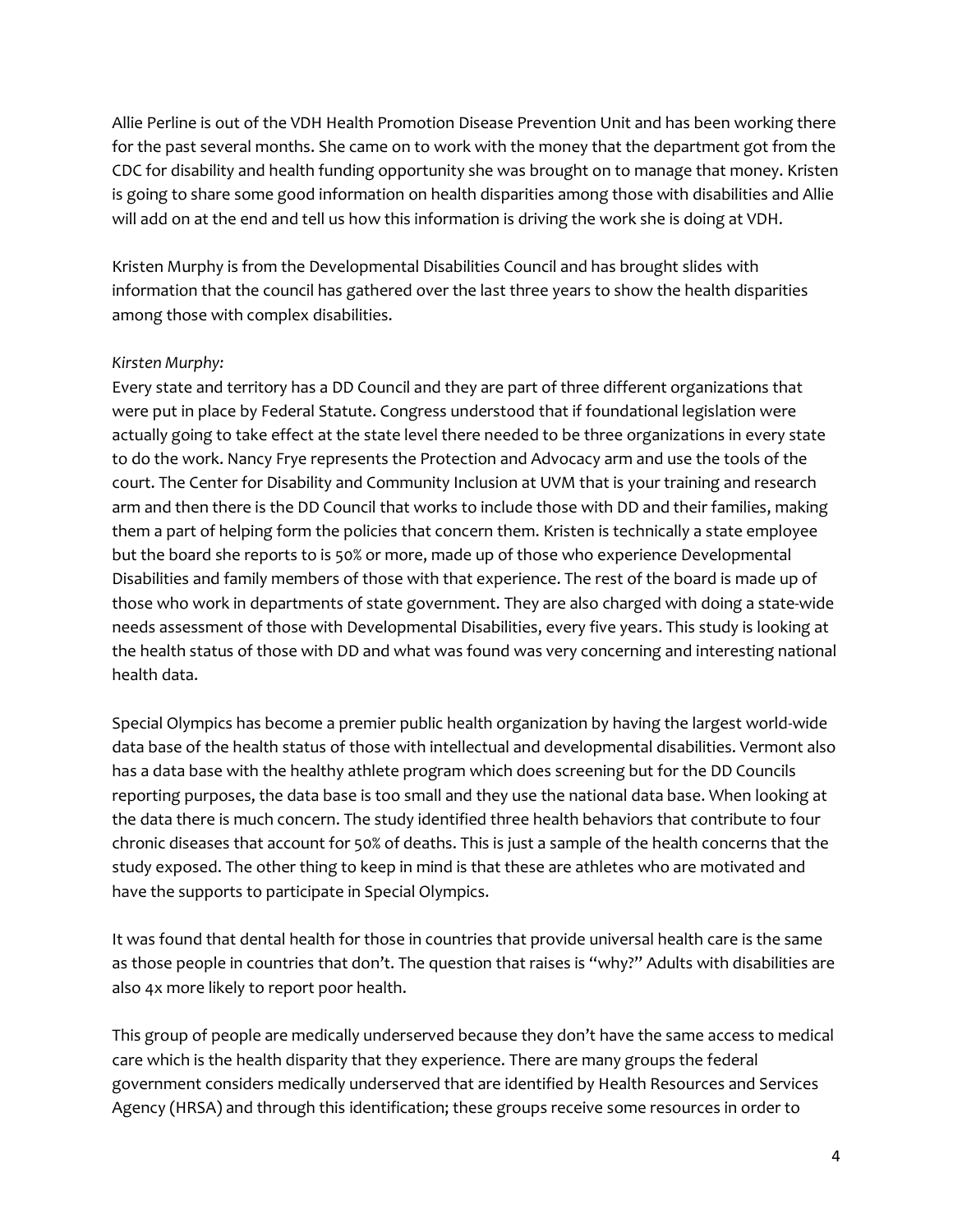Allie Perline is out of the VDH Health Promotion Disease Prevention Unit and has been working there for the past several months. She came on to work with the money that the department got from the CDC for disability and health funding opportunity she was brought on to manage that money. Kristen is going to share some good information on health disparities among those with disabilities and Allie will add on at the end and tell us how this information is driving the work she is doing at VDH.

Kristen Murphy is from the Developmental Disabilities Council and has brought slides with information that the council has gathered over the last three years to show the health disparities among those with complex disabilities.

*Kirsten Murphy:*
Every state and territory has a DD Council and they are part of three different organizations that were put in place by Federal Statute. Congress understood that if foundational legislation were actually going to take effect at the state level there needed to be three organizations in every state to do the work. Nancy Frye represents the Protection and Advocacy arm and use the tools of the court. The Center for Disability and Community Inclusion at UVM that is your training and research arm and then there is the DD Council that works to include those with DD and their families, making them a part of helping form the policies that concern them. Kristen is technically a state employee but the board she reports to is 50% or more, made up of those who experience Developmental Disabilities and family members of those with that experience. The rest of the board is made up of those who work in departments of state government. They are also charged with doing a state-wide needs assessment of those with Developmental Disabilities, every five years. This study is looking at the health status of those with DD and what was found was very concerning and interesting national health data.

Special Olympics has become a premier public health organization by having the largest world-wide data base of the health status of those with intellectual and developmental disabilities. Vermont also has a data base with the healthy athlete program which does screening but for the DD Councils reporting purposes, the data base is too small and they use the national data base. When looking at the data there is much concern. The study identified three health behaviors that contribute to four chronic diseases that account for 50% of deaths. This is just a sample of the health concerns that the study exposed. The other thing to keep in mind is that these are athletes who are motivated and have the supports to participate in Special Olympics.

It was found that dental health for those in countries that provide universal health care is the same as those people in countries that don't. The question that raises is "why?" Adults with disabilities are also 4x more likely to report poor health.

This group of people are medically underserved because they don't have the same access to medical care which is the health disparity that they experience. There are many groups the federal government considers medically underserved that are identified by Health Resources and Services Agency (HRSA) and through this identification; these groups receive some resources in order to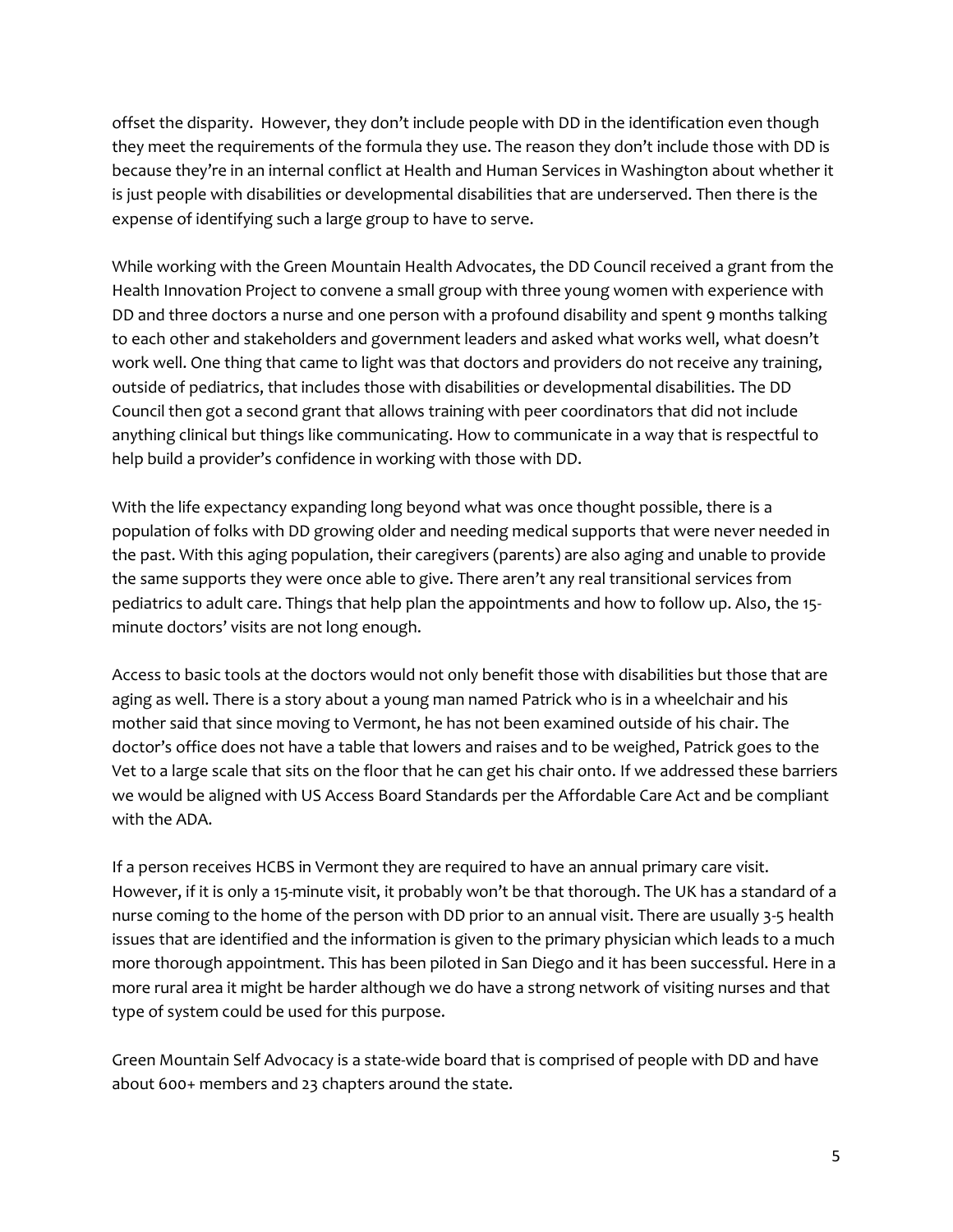offset the disparity. However, they don't include people with DD in the identification even though they meet the requirements of the formula they use. The reason they don't include those with DD is because they're in an internal conflict at Health and Human Services in Washington about whether it is just people with disabilities or developmental disabilities that are underserved. Then there is the expense of identifying such a large group to have to serve.

While working with the Green Mountain Health Advocates, the DD Council received a grant from the Health Innovation Project to convene a small group with three young women with experience with DD and three doctors a nurse and one person with a profound disability and spent 9 months talking to each other and stakeholders and government leaders and asked what works well, what doesn't work well. One thing that came to light was that doctors and providers do not receive any training, outside of pediatrics, that includes those with disabilities or developmental disabilities. The DD Council then got a second grant that allows training with peer coordinators that did not include anything clinical but things like communicating. How to communicate in a way that is respectful to help build a provider's confidence in working with those with DD.

With the life expectancy expanding long beyond what was once thought possible, there is a population of folks with DD growing older and needing medical supports that were never needed in the past. With this aging population, their caregivers (parents) are also aging and unable to provide the same supports they were once able to give. There aren't any real transitional services from pediatrics to adult care. Things that help plan the appointments and how to follow up. Also, the 15-minute doctors' visits are not long enough.

Access to basic tools at the doctors would not only benefit those with disabilities but those that are aging as well. There is a story about a young man named Patrick who is in a wheelchair and his mother said that since moving to Vermont, he has not been examined outside of his chair. The doctor's office does not have a table that lowers and raises and to be weighed, Patrick goes to the Vet to a large scale that sits on the floor that he can get his chair onto. If we addressed these barriers we would be aligned with US Access Board Standards per the Affordable Care Act and be compliant with the ADA.

If a person receives HCBS in Vermont they are required to have an annual primary care visit. However, if it is only a 15-minute visit, it probably won't be that thorough. The UK has a standard of a nurse coming to the home of the person with DD prior to an annual visit. There are usually 3-5 health issues that are identified and the information is given to the primary physician which leads to a much more thorough appointment. This has been piloted in San Diego and it has been successful. Here in a more rural area it might be harder although we do have a strong network of visiting nurses and that type of system could be used for this purpose.

Green Mountain Self Advocacy is a state-wide board that is comprised of people with DD and have about 600+ members and 23 chapters around the state.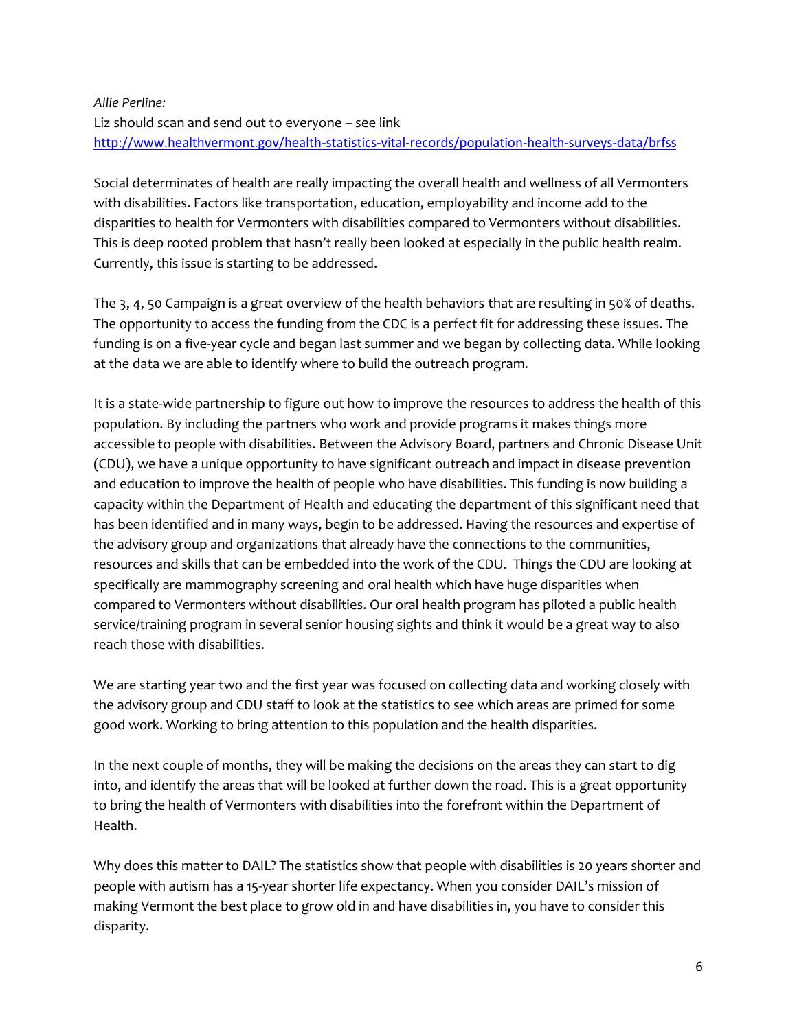*Allie Perline:*

Liz should scan and send out to everyone – see link
http://www.healthvermont.gov/health-statistics-vital-records/population-health-surveys-data/brfss

Social determinates of health are really impacting the overall health and wellness of all Vermonters with disabilities. Factors like transportation, education, employability and income add to the disparities to health for Vermonters with disabilities compared to Vermonters without disabilities. This is deep rooted problem that hasn't really been looked at especially in the public health realm. Currently, this issue is starting to be addressed.

The 3, 4, 50 Campaign is a great overview of the health behaviors that are resulting in 50% of deaths. The opportunity to access the funding from the CDC is a perfect fit for addressing these issues. The funding is on a five-year cycle and began last summer and we began by collecting data. While looking at the data we are able to identify where to build the outreach program.

It is a state-wide partnership to figure out how to improve the resources to address the health of this population. By including the partners who work and provide programs it makes things more accessible to people with disabilities. Between the Advisory Board, partners and Chronic Disease Unit (CDU), we have a unique opportunity to have significant outreach and impact in disease prevention and education to improve the health of people who have disabilities. This funding is now building a capacity within the Department of Health and educating the department of this significant need that has been identified and in many ways, begin to be addressed. Having the resources and expertise of the advisory group and organizations that already have the connections to the communities, resources and skills that can be embedded into the work of the CDU. Things the CDU are looking at specifically are mammography screening and oral health which have huge disparities when compared to Vermonters without disabilities. Our oral health program has piloted a public health service/training program in several senior housing sights and think it would be a great way to also reach those with disabilities.

We are starting year two and the first year was focused on collecting data and working closely with the advisory group and CDU staff to look at the statistics to see which areas are primed for some good work. Working to bring attention to this population and the health disparities.

In the next couple of months, they will be making the decisions on the areas they can start to dig into, and identify the areas that will be looked at further down the road. This is a great opportunity to bring the health of Vermonters with disabilities into the forefront within the Department of Health.

Why does this matter to DAIL? The statistics show that people with disabilities is 20 years shorter and people with autism has a 15-year shorter life expectancy. When you consider DAIL's mission of making Vermont the best place to grow old in and have disabilities in, you have to consider this disparity.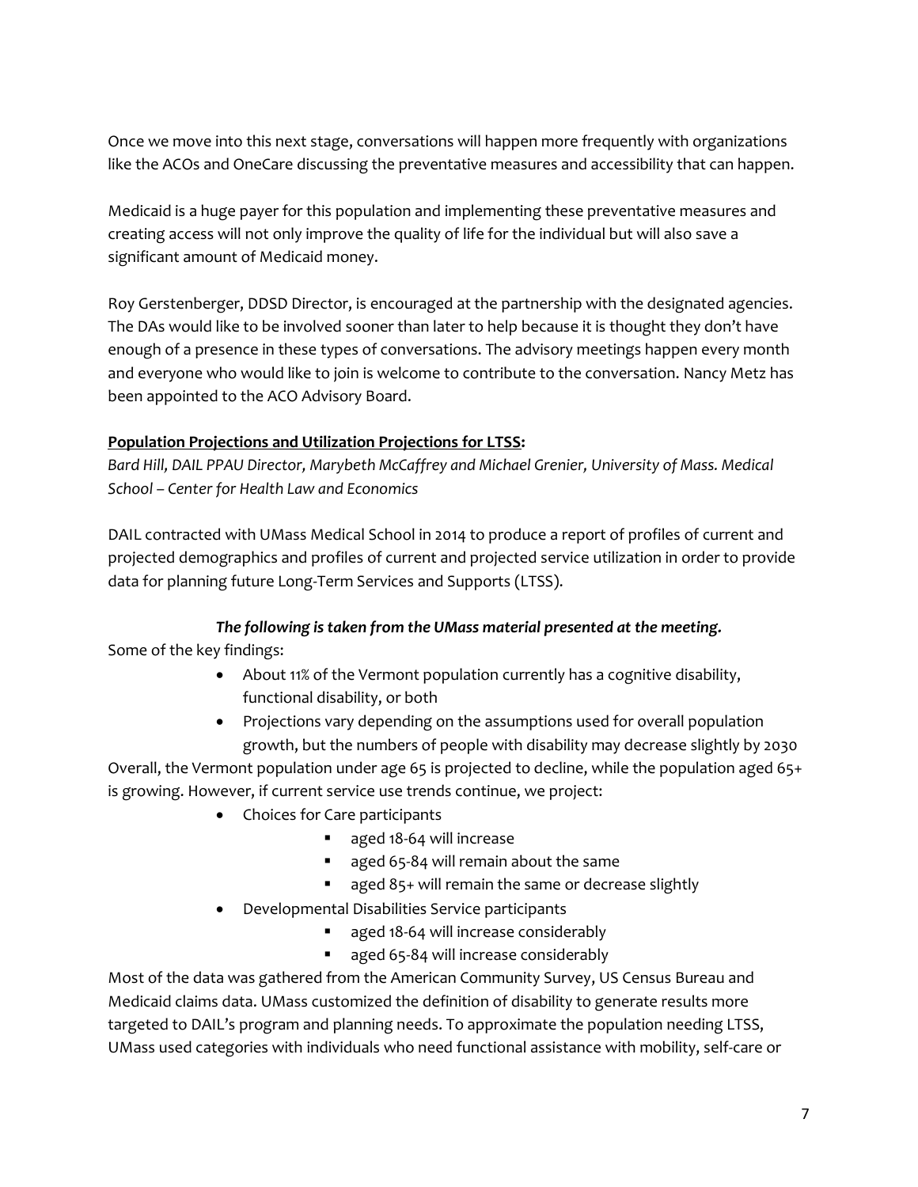Once we move into this next stage, conversations will happen more frequently with organizations like the ACOs and OneCare discussing the preventative measures and accessibility that can happen.

Medicaid is a huge payer for this population and implementing these preventative measures and creating access will not only improve the quality of life for the individual but will also save a significant amount of Medicaid money.

Roy Gerstenberger, DDSD Director, is encouraged at the partnership with the designated agencies. The DAs would like to be involved sooner than later to help because it is thought they don't have enough of a presence in these types of conversations. The advisory meetings happen every month and everyone who would like to join is welcome to contribute to the conversation. Nancy Metz has been appointed to the ACO Advisory Board.

**Population Projections and Utilization Projections for LTSS:**

*Bard Hill, DAIL PPAU Director, Marybeth McCaffrey and Michael Grenier, University of Mass. Medical School – Center for Health Law and Economics*

DAIL contracted with UMass Medical School in 2014 to produce a report of profiles of current and projected demographics and profiles of current and projected service utilization in order to provide data for planning future Long-Term Services and Supports (LTSS).

***The following is taken from the UMass material presented at the meeting.***

Some of the key findings:

- About 11% of the Vermont population currently has a cognitive disability, functional disability, or both
- Projections vary depending on the assumptions used for overall population growth, but the numbers of people with disability may decrease slightly by 2030

Overall, the Vermont population under age 65 is projected to decline, while the population aged 65+ is growing. However, if current service use trends continue, we project:

- Choices for Care participants
  - aged 18-64 will increase
  - aged 65-84 will remain about the same
  - aged 85+ will remain the same or decrease slightly
- Developmental Disabilities Service participants
  - aged 18-64 will increase considerably
  - aged 65-84 will increase considerably

Most of the data was gathered from the American Community Survey, US Census Bureau and Medicaid claims data. UMass customized the definition of disability to generate results more targeted to DAIL's program and planning needs. To approximate the population needing LTSS, UMass used categories with individuals who need functional assistance with mobility, self-care or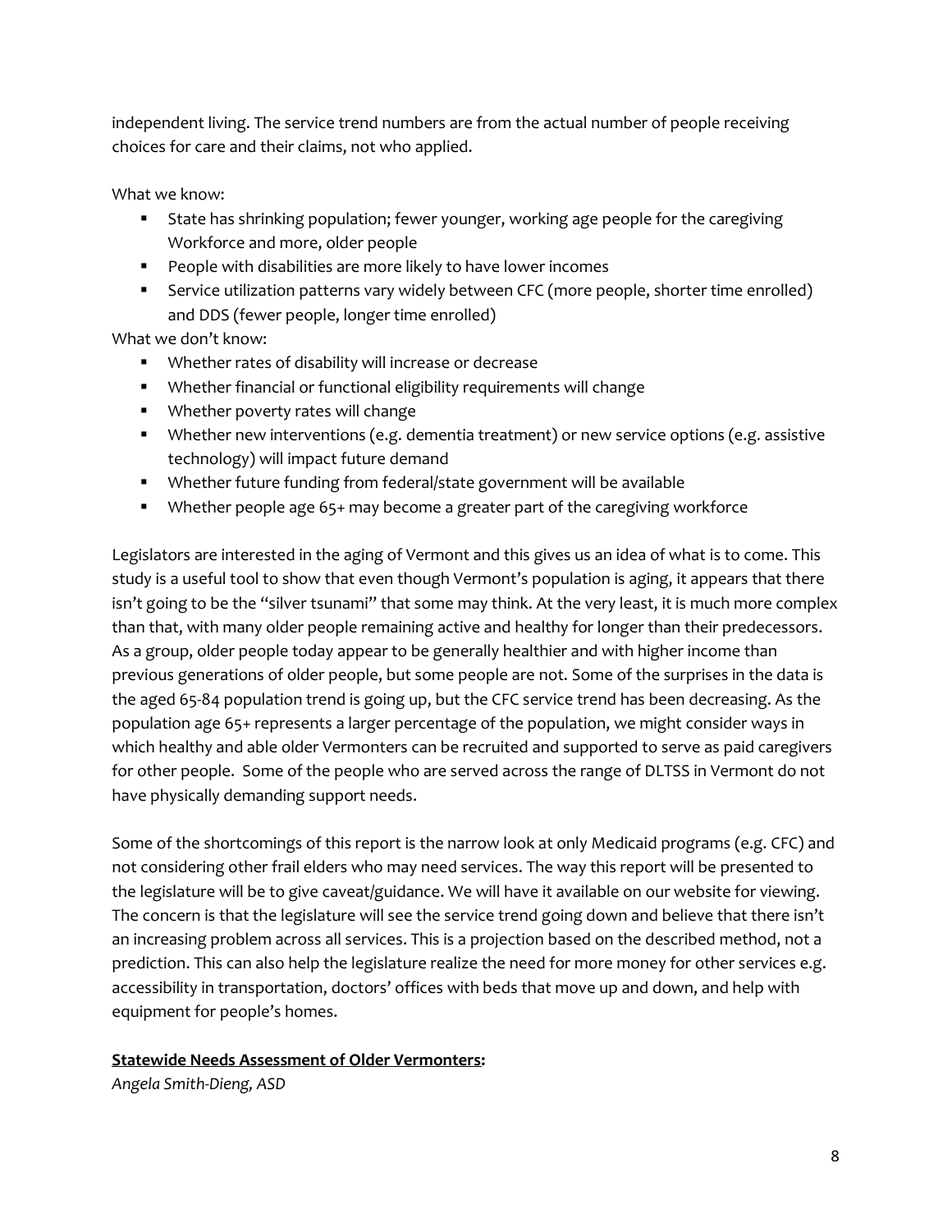independent living. The service trend numbers are from the actual number of people receiving choices for care and their claims, not who applied.

What we know:

- State has shrinking population; fewer younger, working age people for the caregiving Workforce and more, older people
- People with disabilities are more likely to have lower incomes
- Service utilization patterns vary widely between CFC (more people, shorter time enrolled) and DDS (fewer people, longer time enrolled)

What we don't know:

- Whether rates of disability will increase or decrease
- Whether financial or functional eligibility requirements will change
- Whether poverty rates will change
- Whether new interventions (e.g. dementia treatment) or new service options (e.g. assistive technology) will impact future demand
- Whether future funding from federal/state government will be available
- Whether people age 65+ may become a greater part of the caregiving workforce

Legislators are interested in the aging of Vermont and this gives us an idea of what is to come. This study is a useful tool to show that even though Vermont's population is aging, it appears that there isn't going to be the "silver tsunami" that some may think. At the very least, it is much more complex than that, with many older people remaining active and healthy for longer than their predecessors. As a group, older people today appear to be generally healthier and with higher income than previous generations of older people, but some people are not. Some of the surprises in the data is the aged 65-84 population trend is going up, but the CFC service trend has been decreasing. As the population age 65+ represents a larger percentage of the population, we might consider ways in which healthy and able older Vermonters can be recruited and supported to serve as paid caregivers for other people. Some of the people who are served across the range of DLTSS in Vermont do not have physically demanding support needs.

Some of the shortcomings of this report is the narrow look at only Medicaid programs (e.g. CFC) and not considering other frail elders who may need services. The way this report will be presented to the legislature will be to give caveat/guidance. We will have it available on our website for viewing. The concern is that the legislature will see the service trend going down and believe that there isn't an increasing problem across all services. This is a projection based on the described method, not a prediction. This can also help the legislature realize the need for more money for other services e.g. accessibility in transportation, doctors' offices with beds that move up and down, and help with equipment for people's homes.

**Statewide Needs Assessment of Older Vermonters:**

*Angela Smith-Dieng, ASD*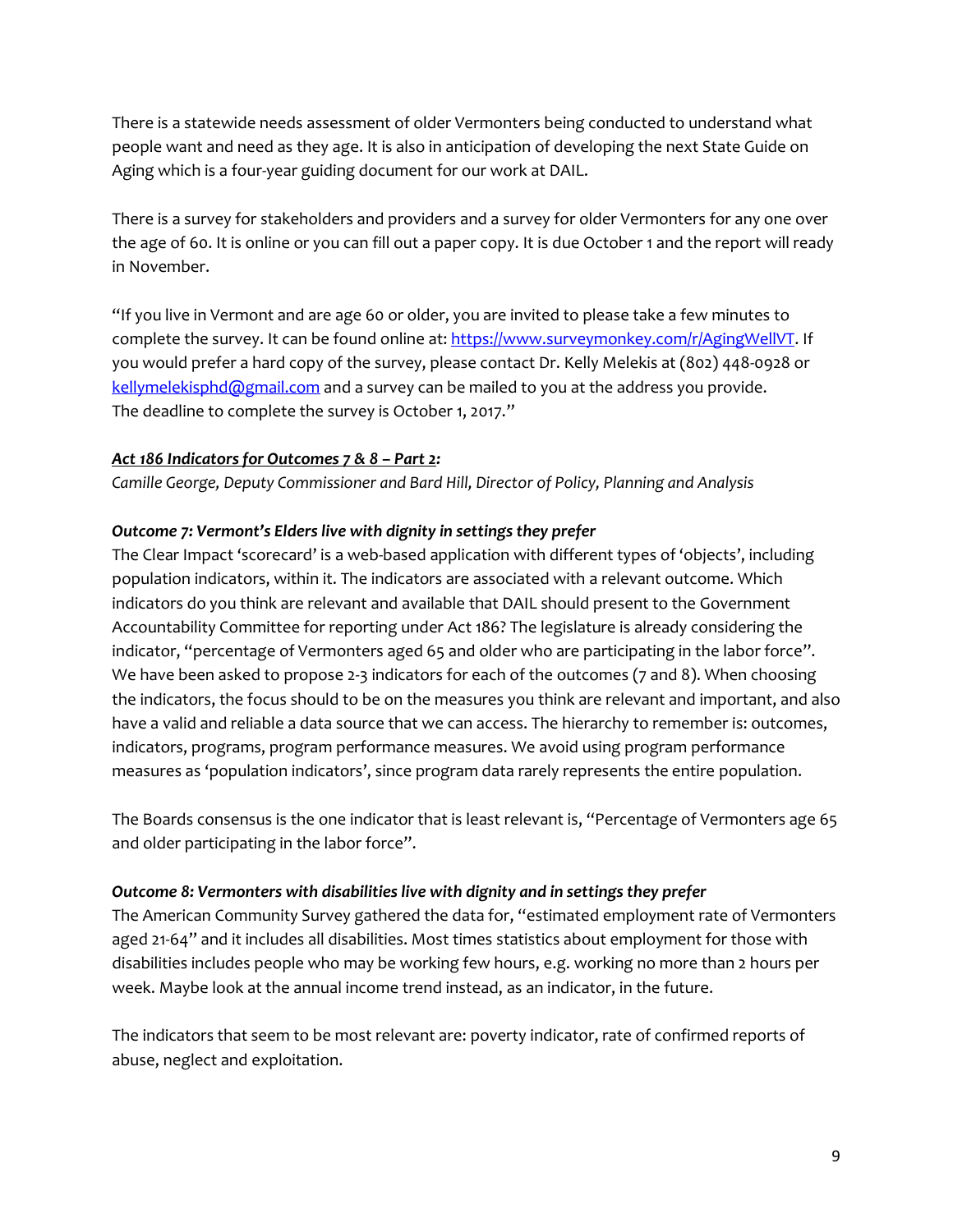There is a statewide needs assessment of older Vermonters being conducted to understand what people want and need as they age. It is also in anticipation of developing the next State Guide on Aging which is a four-year guiding document for our work at DAIL.

There is a survey for stakeholders and providers and a survey for older Vermonters for any one over the age of 60. It is online or you can fill out a paper copy. It is due October 1 and the report will ready in November.

"If you live in Vermont and are age 60 or older, you are invited to please take a few minutes to complete the survey. It can be found online at: [https://www.surveymonkey.com/r/AgingWellVT](https://www.surveymonkey.com/r/AgingWellVT). If you would prefer a hard copy of the survey, please contact Dr. Kelly Melekis at (802) 448-0928 or [kellymelekisphd@gmail.com](mailto:kellymelekisphd@gmail.com) and a survey can be mailed to you at the address you provide. The deadline to complete the survey is October 1, 2017."

***Act 186 Indicators for Outcomes 7 & 8 – Part 2:***

*Camille George, Deputy Commissioner and Bard Hill, Director of Policy, Planning and Analysis*

***Outcome 7: Vermont's Elders live with dignity in settings they prefer***

The Clear Impact 'scorecard' is a web-based application with different types of 'objects', including population indicators, within it. The indicators are associated with a relevant outcome. Which indicators do you think are relevant and available that DAIL should present to the Government Accountability Committee for reporting under Act 186? The legislature is already considering the indicator, "percentage of Vermonters aged 65 and older who are participating in the labor force". We have been asked to propose 2-3 indicators for each of the outcomes (7 and 8). When choosing the indicators, the focus should to be on the measures you think are relevant and important, and also have a valid and reliable a data source that we can access. The hierarchy to remember is: outcomes, indicators, programs, program performance measures. We avoid using program performance measures as 'population indicators', since program data rarely represents the entire population.

The Boards consensus is the one indicator that is least relevant is, "Percentage of Vermonters age 65 and older participating in the labor force".

***Outcome 8: Vermonters with disabilities live with dignity and in settings they prefer***

The American Community Survey gathered the data for, "estimated employment rate of Vermonters aged 21-64" and it includes all disabilities. Most times statistics about employment for those with disabilities includes people who may be working few hours, e.g. working no more than 2 hours per week. Maybe look at the annual income trend instead, as an indicator, in the future.

The indicators that seem to be most relevant are: poverty indicator, rate of confirmed reports of abuse, neglect and exploitation.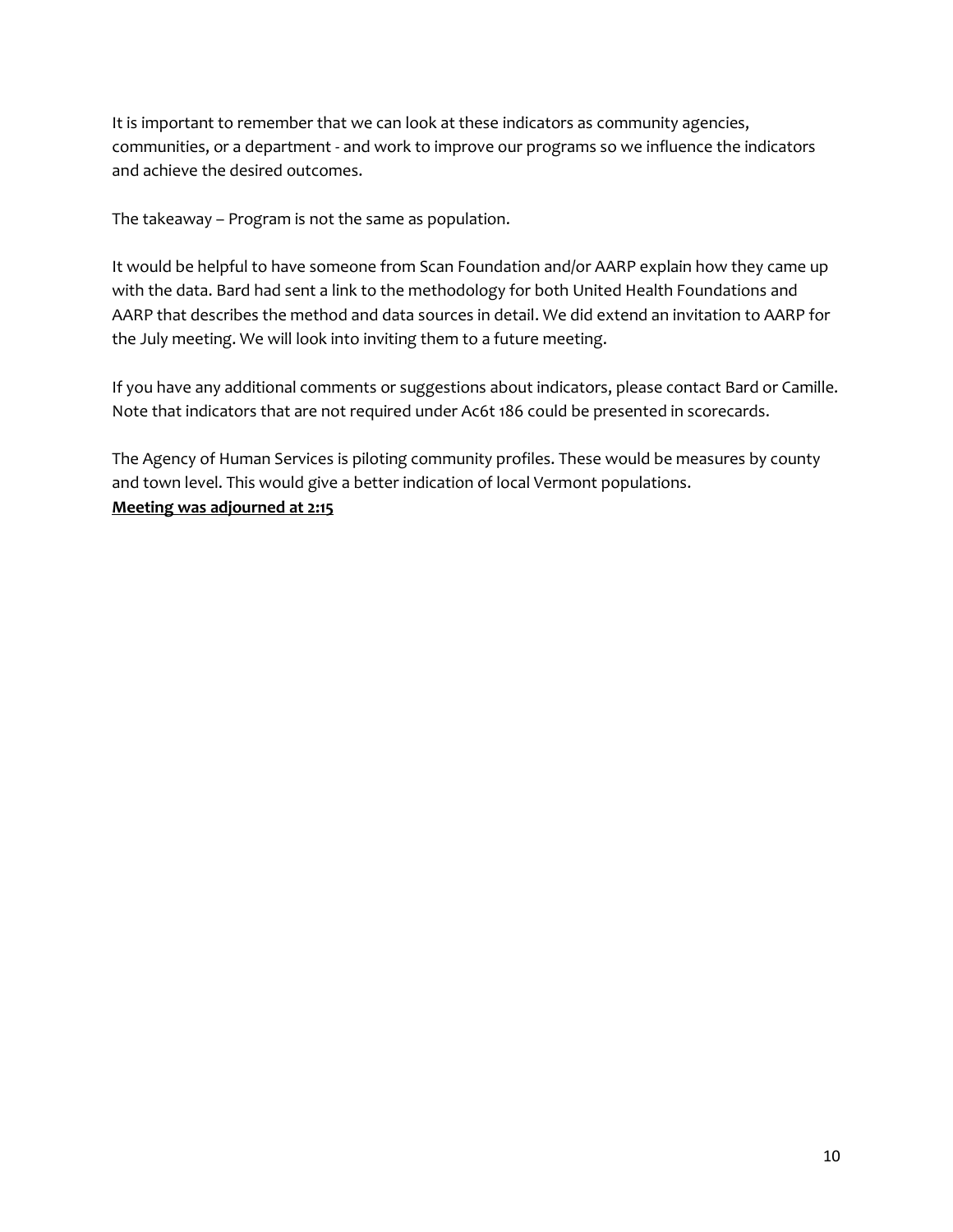It is important to remember that we can look at these indicators as community agencies, communities, or a department - and work to improve our programs so we influence the indicators and achieve the desired outcomes.

The takeaway – Program is not the same as population.

It would be helpful to have someone from Scan Foundation and/or AARP explain how they came up with the data. Bard had sent a link to the methodology for both United Health Foundations and AARP that describes the method and data sources in detail. We did extend an invitation to AARP for the July meeting. We will look into inviting them to a future meeting.

If you have any additional comments or suggestions about indicators, please contact Bard or Camille. Note that indicators that are not required under Ac6t 186 could be presented in scorecards.

The Agency of Human Services is piloting community profiles. These would be measures by county and town level. This would give a better indication of local Vermont populations.

**Meeting was adjourned at 2:15**